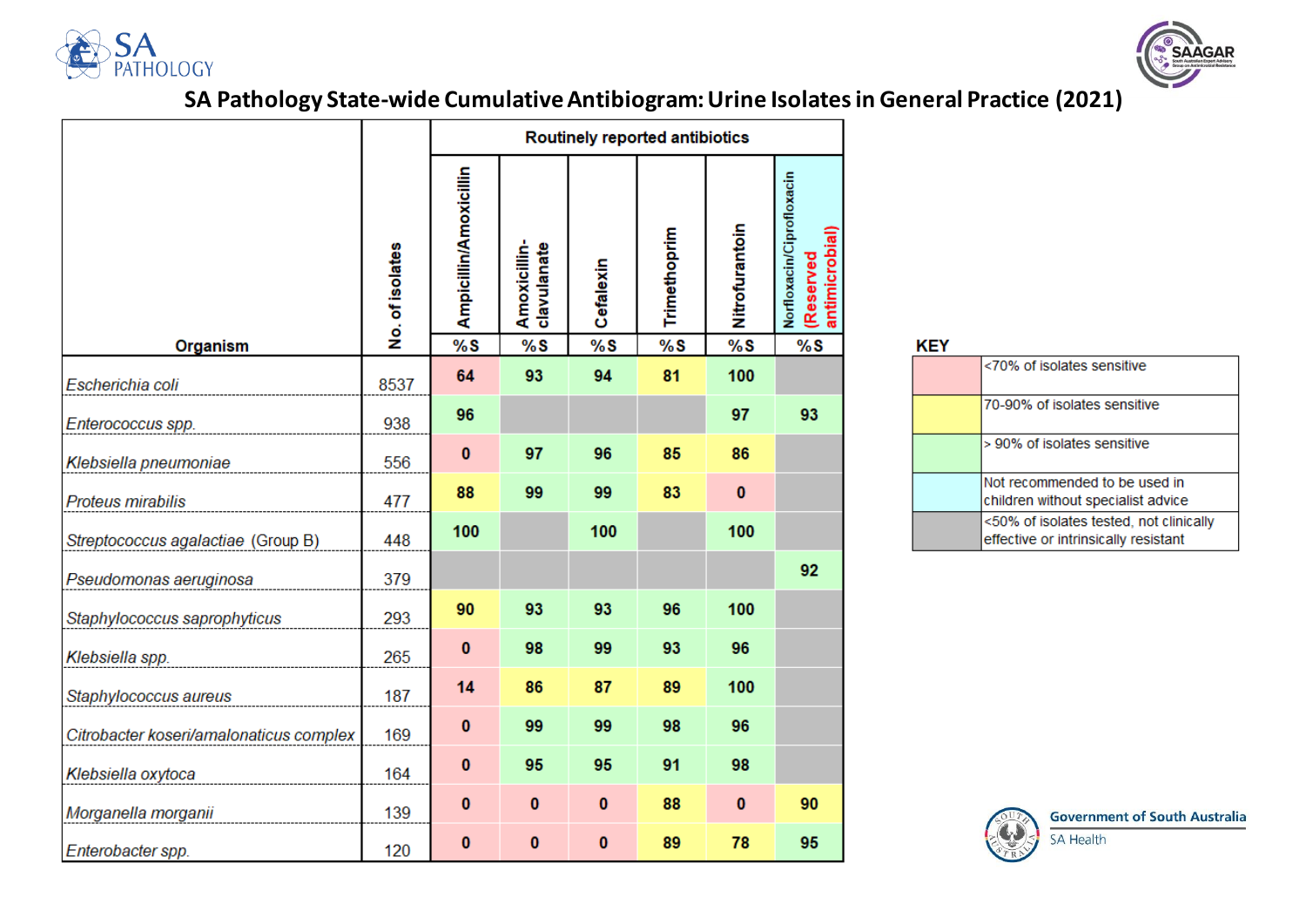# SA Pathology State-wide Cumulative Antibiogram: Urine Isolates in General Practice (2021)

| Organism | No. of isolates | Routinely reported antibiotics | | | | | |
|---|---|---|---|---|---|---|---|
| | | Ampicillin/Amoxicillin | Amoxicillin-clavulanate | Cefalexin | Trimethoprim | Nitrofurantoin | Norfloxacin/Ciprofloxacin (Reserved antimicrobial) |
| | | %S | %S | %S | %S | %S | %S |
| *Escherichia coli* | 8537 | 64 | 93 | 94 | 81 | 100 | |
| *Enterococcus spp.* | 938 | 96 | | | | 97 | 93 |
| *Klebsiella pneumoniae* | 556 | 0 | 97 | 96 | 85 | 86 | |
| *Proteus mirabilis* | 477 | 88 | 99 | 99 | 83 | 0 | |
| *Streptococcus agalactiae* (Group B) | 448 | 100 | | 100 | | 100 | |
| *Pseudomonas aeruginosa* | 379 | | | | | | 92 |
| *Staphylococcus saprophyticus* | 293 | 90 | 93 | 93 | 96 | 100 | |
| *Klebsiella spp.* | 265 | 0 | 98 | 99 | 93 | 96 | |
| *Staphylococcus aureus* | 187 | 14 | 86 | 87 | 89 | 100 | |
| *Citrobacter koseri/amalonaticus complex* | 169 | 0 | 99 | 99 | 98 | 96 | |
| *Klebsiella oxytoca* | 164 | 0 | 95 | 95 | 91 | 98 | |
| *Morganella morganii* | 139 | 0 | 0 | 0 | 88 | 0 | 90 |
| *Enterobacter spp.* | 120 | 0 | 0 | 0 | 89 | 78 | 95 |

**KEY**

| Colour | Meaning |
|---|---|
| Red | <70% of isolates sensitive |
| Yellow | 70-90% of isolates sensitive |
| Green | > 90% of isolates sensitive |
| Blue | Not recommended to be used in children without specialist advice |
| Grey | <50% of isolates tested, not clinically effective or intrinsically resistant |

Government of South Australia
SA Health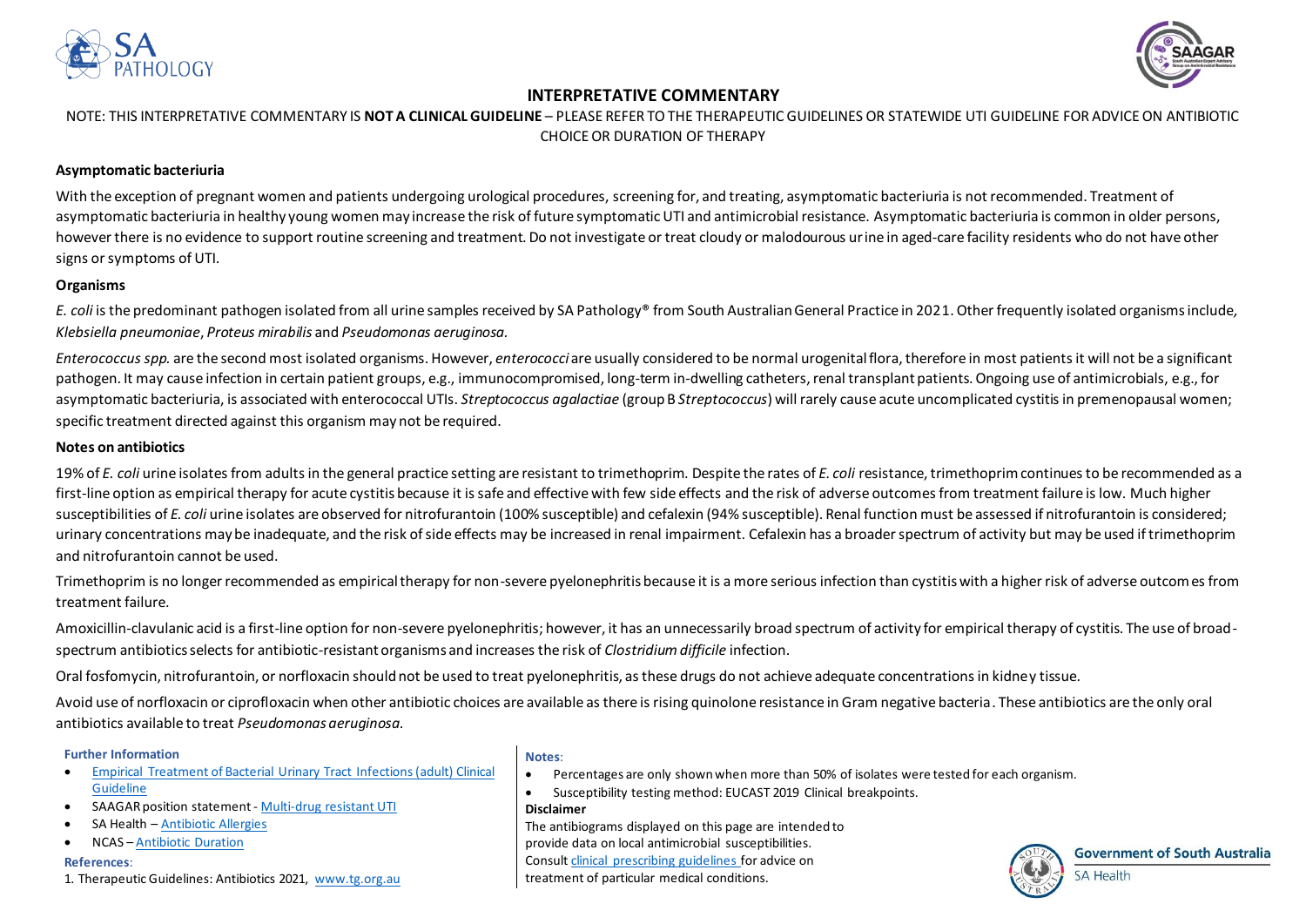# INTERPRETATIVE COMMENTARY

NOTE: THIS INTERPRETATIVE COMMENTARY IS **NOT A CLINICAL GUIDELINE** – PLEASE REFER TO THE THERAPEUTIC GUIDELINES OR STATEWIDE UTI GUIDELINE FOR ADVICE ON ANTIBIOTIC CHOICE OR DURATION OF THERAPY

### Asymptomatic bacteriuria

With the exception of pregnant women and patients undergoing urological procedures, screening for, and treating, asymptomatic bacteriuria is not recommended. Treatment of asymptomatic bacteriuria in healthy young women may increase the risk of future symptomatic UTI and antimicrobial resistance. Asymptomatic bacteriuria is common in older persons, however there is no evidence to support routine screening and treatment. Do not investigate or treat cloudy or malodourous urine in aged-care facility residents who do not have other signs or symptoms of UTI.

### Organisms

*E. coli* is the predominant pathogen isolated from all urine samples received by SA Pathology® from South Australian General Practice in 2021. Other frequently isolated organisms include, *Klebsiella pneumoniae*, *Proteus mirabilis* and *Pseudomonas aeruginosa.*

*Enterococcus spp.* are the second most isolated organisms. However, *enterococci* are usually considered to be normal urogenital flora, therefore in most patients it will not be a significant pathogen. It may cause infection in certain patient groups, e.g., immunocompromised, long-term in-dwelling catheters, renal transplant patients. Ongoing use of antimicrobials, e.g., for asymptomatic bacteriuria, is associated with enterococcal UTIs. *Streptococcus agalactiae* (group B *Streptococcus*) will rarely cause acute uncomplicated cystitis in premenopausal women; specific treatment directed against this organism may not be required.

### Notes on antibiotics

19% of *E. coli* urine isolates from adults in the general practice setting are resistant to trimethoprim. Despite the rates of *E. coli* resistance, trimethoprim continues to be recommended as a first-line option as empirical therapy for acute cystitis because it is safe and effective with few side effects and the risk of adverse outcomes from treatment failure is low. Much higher susceptibilities of *E. coli* urine isolates are observed for nitrofurantoin (100% susceptible) and cefalexin (94% susceptible). Renal function must be assessed if nitrofurantoin is considered; urinary concentrations may be inadequate, and the risk of side effects may be increased in renal impairment. Cefalexin has a broader spectrum of activity but may be used if trimethoprim and nitrofurantoin cannot be used.

Trimethoprim is no longer recommended as empirical therapy for non-severe pyelonephritis because it is a more serious infection than cystitis with a higher risk of adverse outcomes from treatment failure.

Amoxicillin-clavulanic acid is a first-line option for non-severe pyelonephritis; however, it has an unnecessarily broad spectrum of activity for empirical therapy of cystitis. The use of broad-spectrum antibiotics selects for antibiotic-resistant organisms and increases the risk of *Clostridium difficile* infection.

Oral fosfomycin, nitrofurantoin, or norfloxacin should not be used to treat pyelonephritis, as these drugs do not achieve adequate concentrations in kidney tissue.

Avoid use of norfloxacin or ciprofloxacin when other antibiotic choices are available as there is rising quinolone resistance in Gram negative bacteria. These antibiotics are the only oral antibiotics available to treat *Pseudomonas aeruginosa*.

**Further Information**

- Empirical Treatment of Bacterial Urinary Tract Infections (adult) Clinical Guideline
- SAAGAR position statement - Multi-drug resistant UTI
- SA Health – Antibiotic Allergies
- NCAS – Antibiotic Duration

**References**:

1. Therapeutic Guidelines: Antibiotics 2021, www.tg.org.au

**Notes**:

- Percentages are only shown when more than 50% of isolates were tested for each organism.
- Susceptibility testing method: EUCAST 2019 Clinical breakpoints.

**Disclaimer**

The antibiograms displayed on this page are intended to provide data on local antimicrobial susceptibilities. Consult clinical prescribing guidelines for advice on treatment of particular medical conditions.